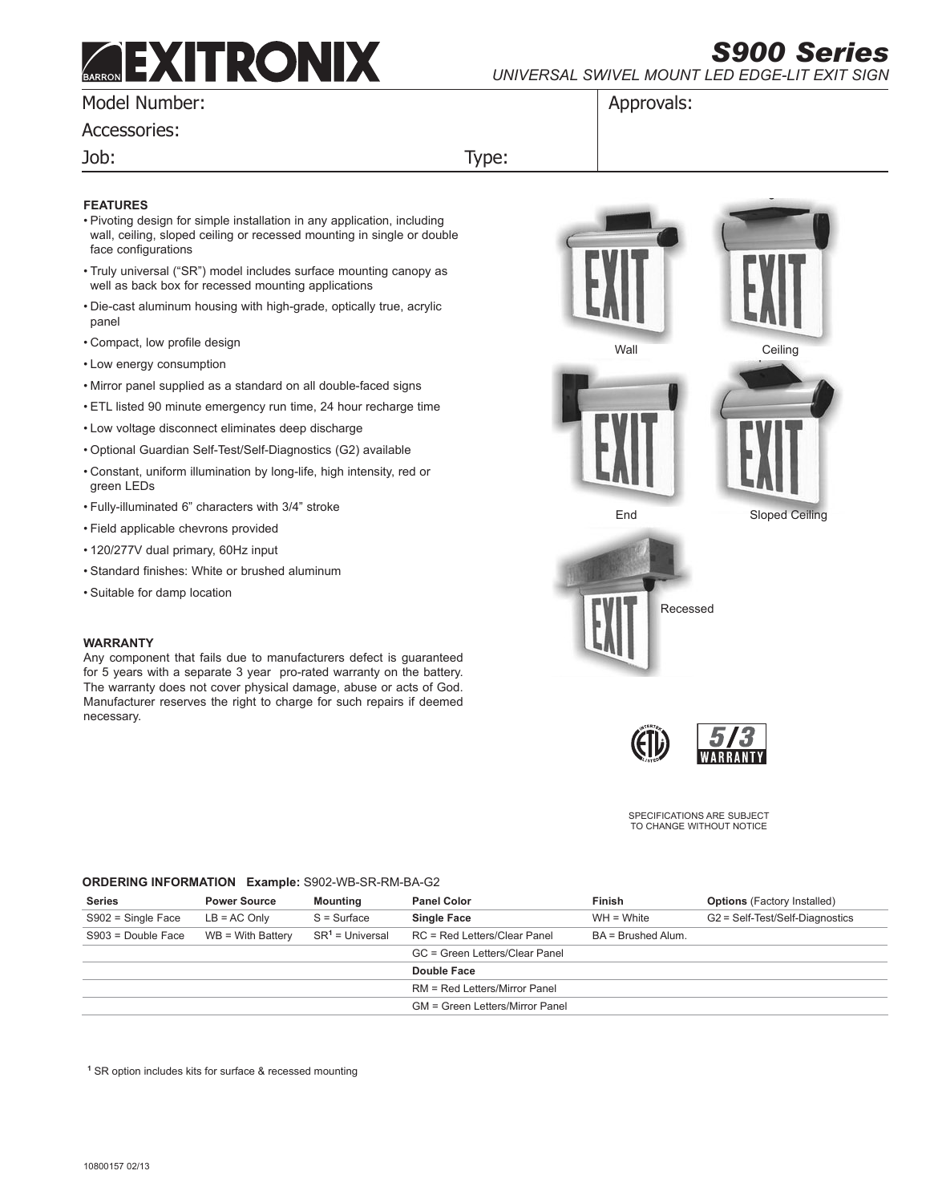# EXITRONIX

## S900 Series

*UNIVERSAL SWIVEL MOUNT LED EDGE-LIT EXIT SIGN*

Model Number:

Accessories:

Job: Type:

Approvals:

### FEATURES

- Pivoting design for simple installation in any application, including wall, ceiling, sloped ceiling or recessed mounting in single or double face configurations
- Truly universal ("SR") model includes surface mounting canopy as well as back box for recessed mounting applications
- Die-cast aluminum housing with high-grade, optically true, acrylic panel
- Compact, low profile design
- Low energy consumption
- Mirror panel supplied as a standard on all double-faced signs
- ETL listed 90 minute emergency run time, 24 hour recharge time
- Low voltage disconnect eliminates deep discharge
- Optional Guardian Self-Test/Self-Diagnostics (G2) available
- Constant, uniform illumination by long-life, high intensity, red or green LEDs
- Fully-illuminated 6" characters with 3/4" stroke
- Field applicable chevrons provided
- 120/277V dual primary, 60Hz input
- Standard finishes: White or brushed aluminum
- Suitable for damp location

Wall

Ceiling

End

Sloped Ceiling

Recessed

### WARRANTY

Any component that fails due to manufacturers defect is guaranteed for 5 years with a separate 3 year pro-rated warranty on the battery. The warranty does not cover physical damage, abuse or acts of God. Manufacturer reserves the right to charge for such repairs if deemed necessary.

5/3 WARRANTY

SPECIFICATIONS ARE SUBJECT TO CHANGE WITHOUT NOTICE

### ORDERING INFORMATION Example: S902-WB-SR-RM-BA-G2

| Series | Power Source | Mounting | Panel Color | Finish | Options (Factory Installed) |
|---|---|---|---|---|---|
| S902 = Single Face | LB = AC Only | S = Surface | **Single Face** | WH = White | G2 = Self-Test/Self-Diagnostics |
| S903 = Double Face | WB = With Battery | SR[1] = Universal | RC = Red Letters/Clear Panel | BA = Brushed Alum. | |
| | | | GC = Green Letters/Clear Panel | | |
| | | | **Double Face** | | |
| | | | RM = Red Letters/Mirror Panel | | |
| | | | GM = Green Letters/Mirror Panel | | |

[1] SR option includes kits for surface & recessed mounting

10800157 02/13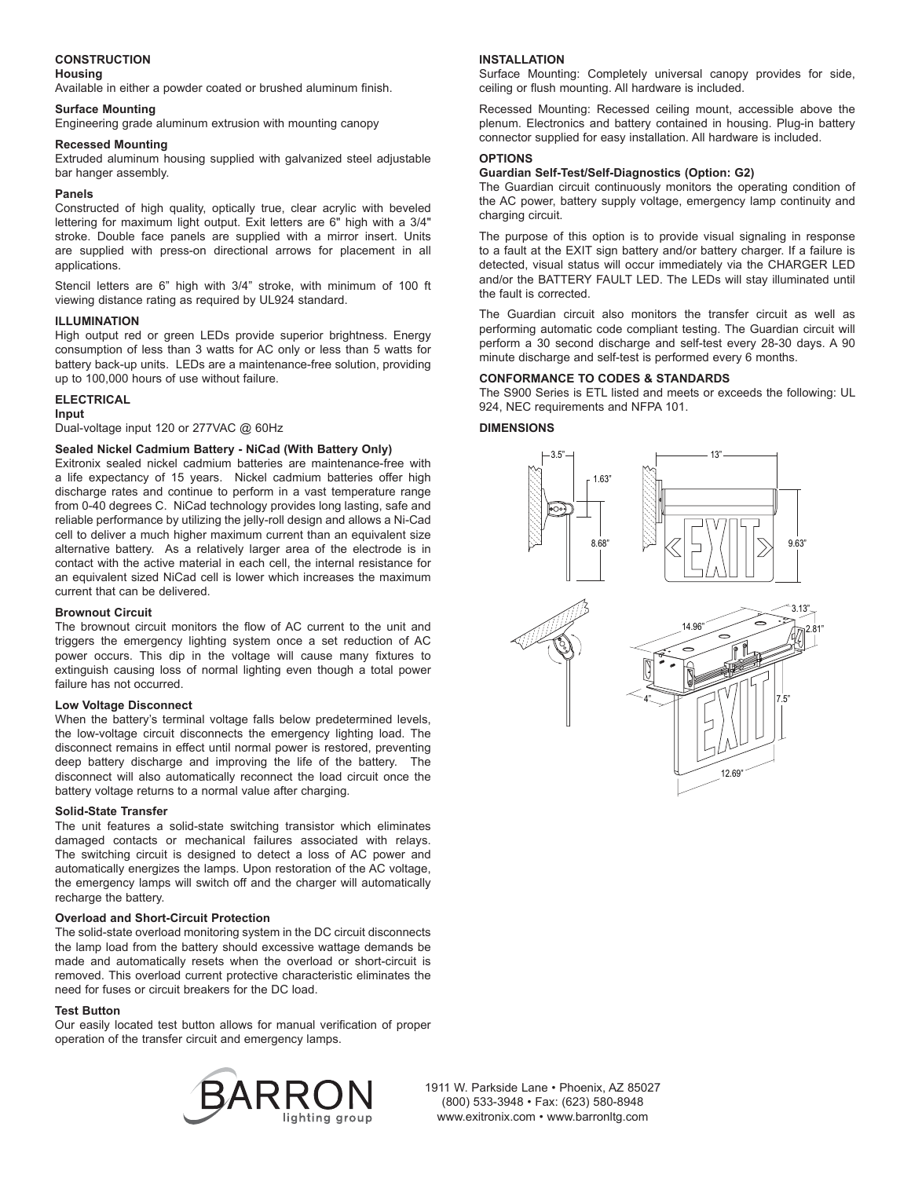## CONSTRUCTION

### Housing

Available in either a powder coated or brushed aluminum finish.

### Surface Mounting

Engineering grade aluminum extrusion with mounting canopy

### Recessed Mounting

Extruded aluminum housing supplied with galvanized steel adjustable bar hanger assembly.

### Panels

Constructed of high quality, optically true, clear acrylic with beveled lettering for maximum light output. Exit letters are 6" high with a 3/4" stroke. Double face panels are supplied with a mirror insert. Units are supplied with press-on directional arrows for placement in all applications.

Stencil letters are 6" high with 3/4" stroke, with minimum of 100 ft viewing distance rating as required by UL924 standard.

## ILLUMINATION

High output red or green LEDs provide superior brightness. Energy consumption of less than 3 watts for AC only or less than 5 watts for battery back-up units. LEDs are a maintenance-free solution, providing up to 100,000 hours of use without failure.

## ELECTRICAL

### Input

Dual-voltage input 120 or 277VAC @ 60Hz

### Sealed Nickel Cadmium Battery - NiCad (With Battery Only)

Exitronix sealed nickel cadmium batteries are maintenance-free with a life expectancy of 15 years. Nickel cadmium batteries offer high discharge rates and continue to perform in a vast temperature range from 0-40 degrees C. NiCad technology provides long lasting, safe and reliable performance by utilizing the jelly-roll design and allows a Ni-Cad cell to deliver a much higher maximum current than an equivalent size alternative battery. As a relatively larger area of the electrode is in contact with the active material in each cell, the internal resistance for an equivalent sized NiCad cell is lower which increases the maximum current that can be delivered.

### Brownout Circuit

The brownout circuit monitors the flow of AC current to the unit and triggers the emergency lighting system once a set reduction of AC power occurs. This dip in the voltage will cause many fixtures to extinguish causing loss of normal lighting even though a total power failure has not occurred.

### Low Voltage Disconnect

When the battery's terminal voltage falls below predetermined levels, the low-voltage circuit disconnects the emergency lighting load. The disconnect remains in effect until normal power is restored, preventing deep battery discharge and improving the life of the battery. The disconnect will also automatically reconnect the load circuit once the battery voltage returns to a normal value after charging.

### Solid-State Transfer

The unit features a solid-state switching transistor which eliminates damaged contacts or mechanical failures associated with relays. The switching circuit is designed to detect a loss of AC power and automatically energizes the lamps. Upon restoration of the AC voltage, the emergency lamps will switch off and the charger will automatically recharge the battery.

### Overload and Short-Circuit Protection

The solid-state overload monitoring system in the DC circuit disconnects the lamp load from the battery should excessive wattage demands be made and automatically resets when the overload or short-circuit is removed. This overload current protective characteristic eliminates the need for fuses or circuit breakers for the DC load.

### Test Button

Our easily located test button allows for manual verification of proper operation of the transfer circuit and emergency lamps.

## INSTALLATION

Surface Mounting: Completely universal canopy provides for side, ceiling or flush mounting. All hardware is included.

Recessed Mounting: Recessed ceiling mount, accessible above the plenum. Electronics and battery contained in housing. Plug-in battery connector supplied for easy installation. All hardware is included.

## OPTIONS

### Guardian Self-Test/Self-Diagnostics (Option: G2)

The Guardian circuit continuously monitors the operating condition of the AC power, battery supply voltage, emergency lamp continuity and charging circuit.

The purpose of this option is to provide visual signaling in response to a fault at the EXIT sign battery and/or battery charger. If a failure is detected, visual status will occur immediately via the CHARGER LED and/or the BATTERY FAULT LED. The LEDs will stay illuminated until the fault is corrected.

The Guardian circuit also monitors the transfer circuit as well as performing automatic code compliant testing. The Guardian circuit will perform a 30 second discharge and self-test every 28-30 days. A 90 minute discharge and self-test is performed every 6 months.

## CONFORMANCE TO CODES & STANDARDS

The S900 Series is ETL listed and meets or exceeds the following: UL 924, NEC requirements and NFPA 101.

## DIMENSIONS

3.5"
1.63"
8.68"
13"
9.63"
3.13"
14.96"
2.81"
4"
7.5"
12.69"

BARRON lighting group

1911 W. Parkside Lane • Phoenix, AZ 85027
(800) 533-3948 • Fax: (623) 580-8948
www.exitronix.com • www.barronltg.com